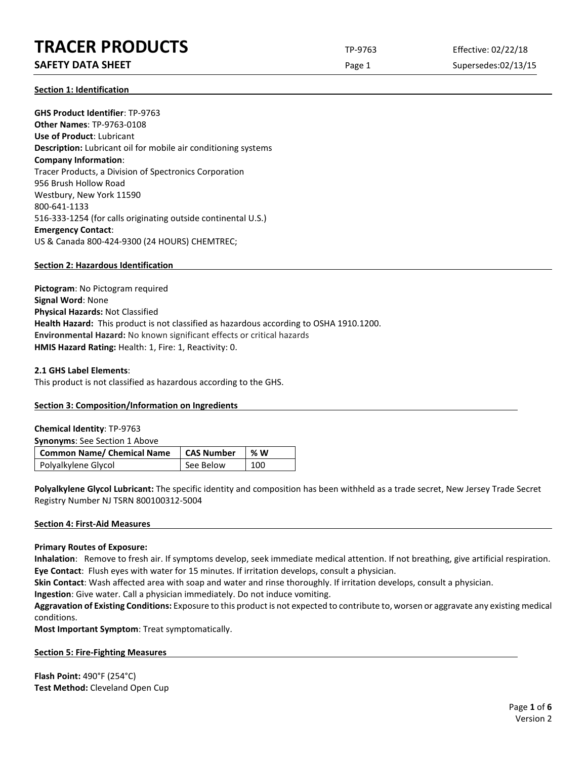## Section 1: Identification

**GHS Product Identifier**: TP-9763
**Other Names**: TP-9763-0108
**Use of Product**: Lubricant
**Description:** Lubricant oil for mobile air conditioning systems
**Company Information**:
Tracer Products, a Division of Spectronics Corporation
956 Brush Hollow Road
Westbury, New York 11590
800-641-1133
516-333-1254 (for calls originating outside continental U.S.)
**Emergency Contact**:
US & Canada 800-424-9300 (24 HOURS) CHEMTREC;

## Section 2: Hazardous Identification

**Pictogram**: No Pictogram required
**Signal Word**: None
**Physical Hazards:** Not Classified
**Health Hazard:** This product is not classified as hazardous according to OSHA 1910.1200.
**Environmental Hazard:** No known significant effects or critical hazards
**HMIS Hazard Rating:** Health: 1, Fire: 1, Reactivity: 0.

**2.1 GHS Label Elements**:
This product is not classified as hazardous according to the GHS.

## Section 3: Composition/Information on Ingredients

**Chemical Identity**: TP-9763
**Synonyms**: See Section 1 Above

| Common Name/ Chemical Name | CAS Number | % W |
|---|---|---|
| Polyalkylene Glycol | See Below | 100 |

**Polyalkylene Glycol Lubricant:** The specific identity and composition has been withheld as a trade secret, New Jersey Trade Secret Registry Number NJ TSRN 800100312-5004

## Section 4: First-Aid Measures

**Primary Routes of Exposure:**
**Inhalation**: Remove to fresh air. If symptoms develop, seek immediate medical attention. If not breathing, give artificial respiration.
**Eye Contact**: Flush eyes with water for 15 minutes. If irritation develops, consult a physician.
**Skin Contact**: Wash affected area with soap and water and rinse thoroughly. If irritation develops, consult a physician.
**Ingestion**: Give water. Call a physician immediately. Do not induce vomiting.
**Aggravation of Existing Conditions:** Exposure to this product is not expected to contribute to, worsen or aggravate any existing medical conditions.
**Most Important Symptom**: Treat symptomatically.

## Section 5: Fire-Fighting Measures

**Flash Point:** 490°F (254°C)
**Test Method:** Cleveland Open Cup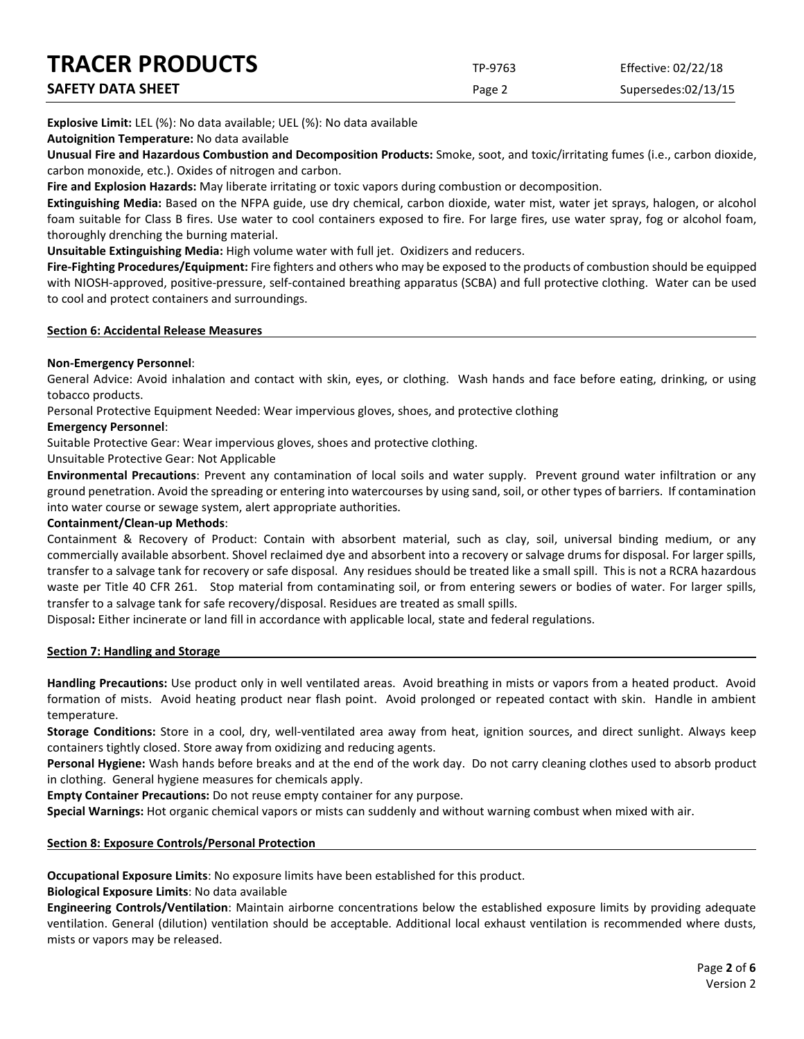**Explosive Limit:** LEL (%): No data available; UEL (%): No data available

**Autoignition Temperature:** No data available

**Unusual Fire and Hazardous Combustion and Decomposition Products:** Smoke, soot, and toxic/irritating fumes (i.e., carbon dioxide, carbon monoxide, etc.). Oxides of nitrogen and carbon.

**Fire and Explosion Hazards:** May liberate irritating or toxic vapors during combustion or decomposition.

**Extinguishing Media:** Based on the NFPA guide, use dry chemical, carbon dioxide, water mist, water jet sprays, halogen, or alcohol foam suitable for Class B fires. Use water to cool containers exposed to fire. For large fires, use water spray, fog or alcohol foam, thoroughly drenching the burning material.

**Unsuitable Extinguishing Media:** High volume water with full jet. Oxidizers and reducers.

**Fire-Fighting Procedures/Equipment:** Fire fighters and others who may be exposed to the products of combustion should be equipped with NIOSH-approved, positive-pressure, self-contained breathing apparatus (SCBA) and full protective clothing. Water can be used to cool and protect containers and surroundings.

## Section 6: Accidental Release Measures

**Non-Emergency Personnel**:

General Advice: Avoid inhalation and contact with skin, eyes, or clothing. Wash hands and face before eating, drinking, or using tobacco products.

Personal Protective Equipment Needed: Wear impervious gloves, shoes, and protective clothing

**Emergency Personnel**:

Suitable Protective Gear: Wear impervious gloves, shoes and protective clothing.

Unsuitable Protective Gear: Not Applicable

**Environmental Precautions**: Prevent any contamination of local soils and water supply. Prevent ground water infiltration or any ground penetration. Avoid the spreading or entering into watercourses by using sand, soil, or other types of barriers. If contamination into water course or sewage system, alert appropriate authorities.

**Containment/Clean-up Methods**:

Containment & Recovery of Product: Contain with absorbent material, such as clay, soil, universal binding medium, or any commercially available absorbent. Shovel reclaimed dye and absorbent into a recovery or salvage drums for disposal. For larger spills, transfer to a salvage tank for recovery or safe disposal. Any residues should be treated like a small spill. This is not a RCRA hazardous waste per Title 40 CFR 261. Stop material from contaminating soil, or from entering sewers or bodies of water. For larger spills, transfer to a salvage tank for safe recovery/disposal. Residues are treated as small spills.

Disposal**:** Either incinerate or land fill in accordance with applicable local, state and federal regulations.

## Section 7: Handling and Storage

**Handling Precautions:** Use product only in well ventilated areas. Avoid breathing in mists or vapors from a heated product. Avoid formation of mists. Avoid heating product near flash point. Avoid prolonged or repeated contact with skin. Handle in ambient temperature.

**Storage Conditions:** Store in a cool, dry, well-ventilated area away from heat, ignition sources, and direct sunlight. Always keep containers tightly closed. Store away from oxidizing and reducing agents.

**Personal Hygiene:** Wash hands before breaks and at the end of the work day. Do not carry cleaning clothes used to absorb product in clothing. General hygiene measures for chemicals apply.

**Empty Container Precautions:** Do not reuse empty container for any purpose.

**Special Warnings:** Hot organic chemical vapors or mists can suddenly and without warning combust when mixed with air.

## Section 8: Exposure Controls/Personal Protection

**Occupational Exposure Limits**: No exposure limits have been established for this product.

**Biological Exposure Limits**: No data available

**Engineering Controls/Ventilation**: Maintain airborne concentrations below the established exposure limits by providing adequate ventilation. General (dilution) ventilation should be acceptable. Additional local exhaust ventilation is recommended where dusts, mists or vapors may be released.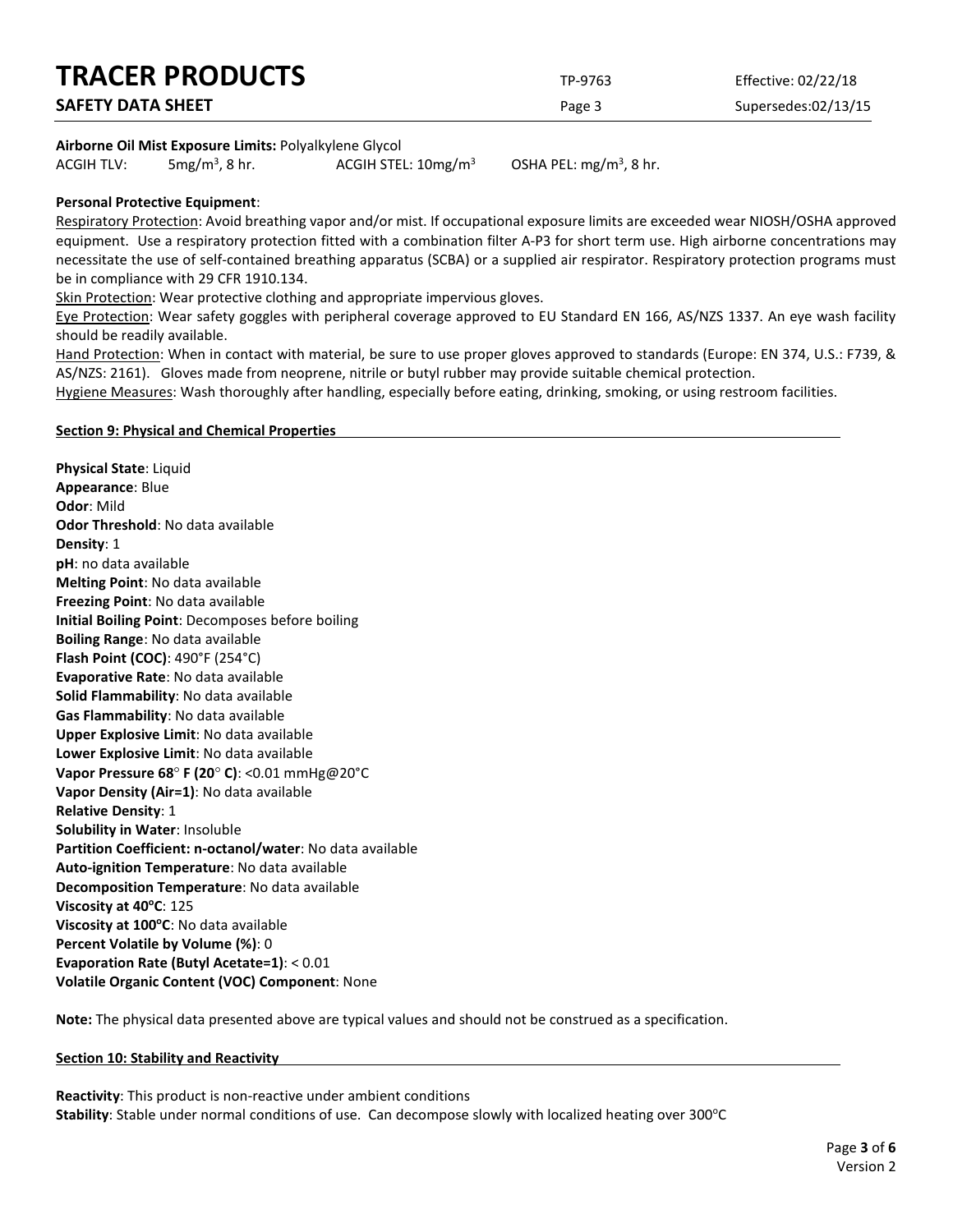**Airborne Oil Mist Exposure Limits:** Polyalkylene Glycol

ACGIH TLV: 5mg/m$^3$, 8 hr. ACGIH STEL: 10mg/m$^3$ OSHA PEL: mg/m$^3$, 8 hr.

**Personal Protective Equipment**:

Respiratory Protection: Avoid breathing vapor and/or mist. If occupational exposure limits are exceeded wear NIOSH/OSHA approved equipment. Use a respiratory protection fitted with a combination filter A-P3 for short term use. High airborne concentrations may necessitate the use of self-contained breathing apparatus (SCBA) or a supplied air respirator. Respiratory protection programs must be in compliance with 29 CFR 1910.134.

Skin Protection: Wear protective clothing and appropriate impervious gloves.

Eye Protection: Wear safety goggles with peripheral coverage approved to EU Standard EN 166, AS/NZS 1337. An eye wash facility should be readily available.

Hand Protection: When in contact with material, be sure to use proper gloves approved to standards (Europe: EN 374, U.S.: F739, & AS/NZS: 2161). Gloves made from neoprene, nitrile or butyl rubber may provide suitable chemical protection.

Hygiene Measures: Wash thoroughly after handling, especially before eating, drinking, smoking, or using restroom facilities.

## Section 9: Physical and Chemical Properties

**Physical State**: Liquid
**Appearance**: Blue
**Odor**: Mild
**Odor Threshold**: No data available
**Density**: 1
**pH**: no data available
**Melting Point**: No data available
**Freezing Point**: No data available
**Initial Boiling Point**: Decomposes before boiling
**Boiling Range**: No data available
**Flash Point (COC)**: 490°F (254°C)
**Evaporative Rate**: No data available
**Solid Flammability**: No data available
**Gas Flammability**: No data available
**Upper Explosive Limit**: No data available
**Lower Explosive Limit**: No data available
**Vapor Pressure 68° F (20° C)**: <0.01 mmHg@20°C
**Vapor Density (Air=1)**: No data available
**Relative Density**: 1
**Solubility in Water**: Insoluble
**Partition Coefficient: n-octanol/water**: No data available
**Auto-ignition Temperature**: No data available
**Decomposition Temperature**: No data available
**Viscosity at 40°C**: 125
**Viscosity at 100°C**: No data available
**Percent Volatile by Volume (%)**: 0
**Evaporation Rate (Butyl Acetate=1)**: < 0.01
**Volatile Organic Content (VOC) Component**: None

**Note:** The physical data presented above are typical values and should not be construed as a specification.

## Section 10: Stability and Reactivity

**Reactivity**: This product is non-reactive under ambient conditions
**Stability**: Stable under normal conditions of use. Can decompose slowly with localized heating over 300°C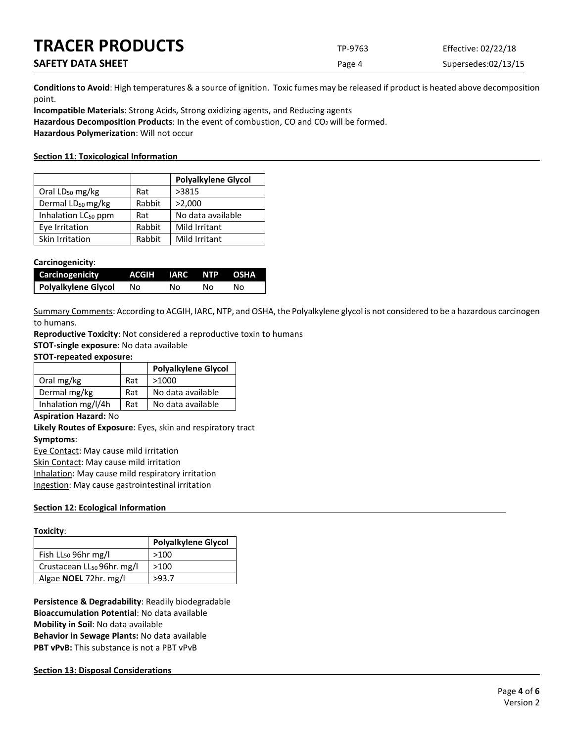**Conditions to Avoid**: High temperatures & a source of ignition. Toxic fumes may be released if product is heated above decomposition point.

**Incompatible Materials**: Strong Acids, Strong oxidizing agents, and Reducing agents

**Hazardous Decomposition Products**: In the event of combustion, CO and $CO_2$ will be formed.

**Hazardous Polymerization**: Will not occur

## Section 11: Toxicological Information

| | | Polyalkylene Glycol |
|---|---|---|
| Oral $LD_{50}$ mg/kg | Rat | >3815 |
| Dermal $LD_{50}$ mg/kg | Rabbit | >2,000 |
| Inhalation $LC_{50}$ ppm | Rat | No data available |
| Eye Irritation | Rabbit | Mild Irritant |
| Skin Irritation | Rabbit | Mild Irritant |

**Carcinogenicity**:

| Carcinogenicity | ACGIH | IARC | NTP | OSHA |
|---|---|---|---|---|
| **Polyalkylene Glycol** | No | No | No | No |

Summary Comments: According to ACGIH, IARC, NTP, and OSHA, the Polyalkylene glycol is not considered to be a hazardous carcinogen to humans.

**Reproductive Toxicity**: Not considered a reproductive toxin to humans

**STOT-single exposure**: No data available

**STOT-repeated exposure:**

| | | Polyalkylene Glycol |
|---|---|---|
| Oral mg/kg | Rat | >1000 |
| Dermal mg/kg | Rat | No data available |
| Inhalation mg/l/4h | Rat | No data available |

**Aspiration Hazard:** No

**Likely Routes of Exposure**: Eyes, skin and respiratory tract

**Symptoms**:

Eye Contact: May cause mild irritation

Skin Contact: May cause mild irritation

Inhalation: May cause mild respiratory irritation

Ingestion: May cause gastrointestinal irritation

## Section 12: Ecological Information

**Toxicity**:

| | Polyalkylene Glycol |
|---|---|
| Fish $LL_{50}$ 96hr mg/l | >100 |
| Crustacean $LL_{50}$ 96hr. mg/l | >100 |
| Algae **NOEL** 72hr. mg/l | >93.7 |

**Persistence & Degradability**: Readily biodegradable

**Bioaccumulation Potential**: No data available

**Mobility in Soil**: No data available

**Behavior in Sewage Plants:** No data available

**PBT vPvB:** This substance is not a PBT vPvB

## Section 13: Disposal Considerations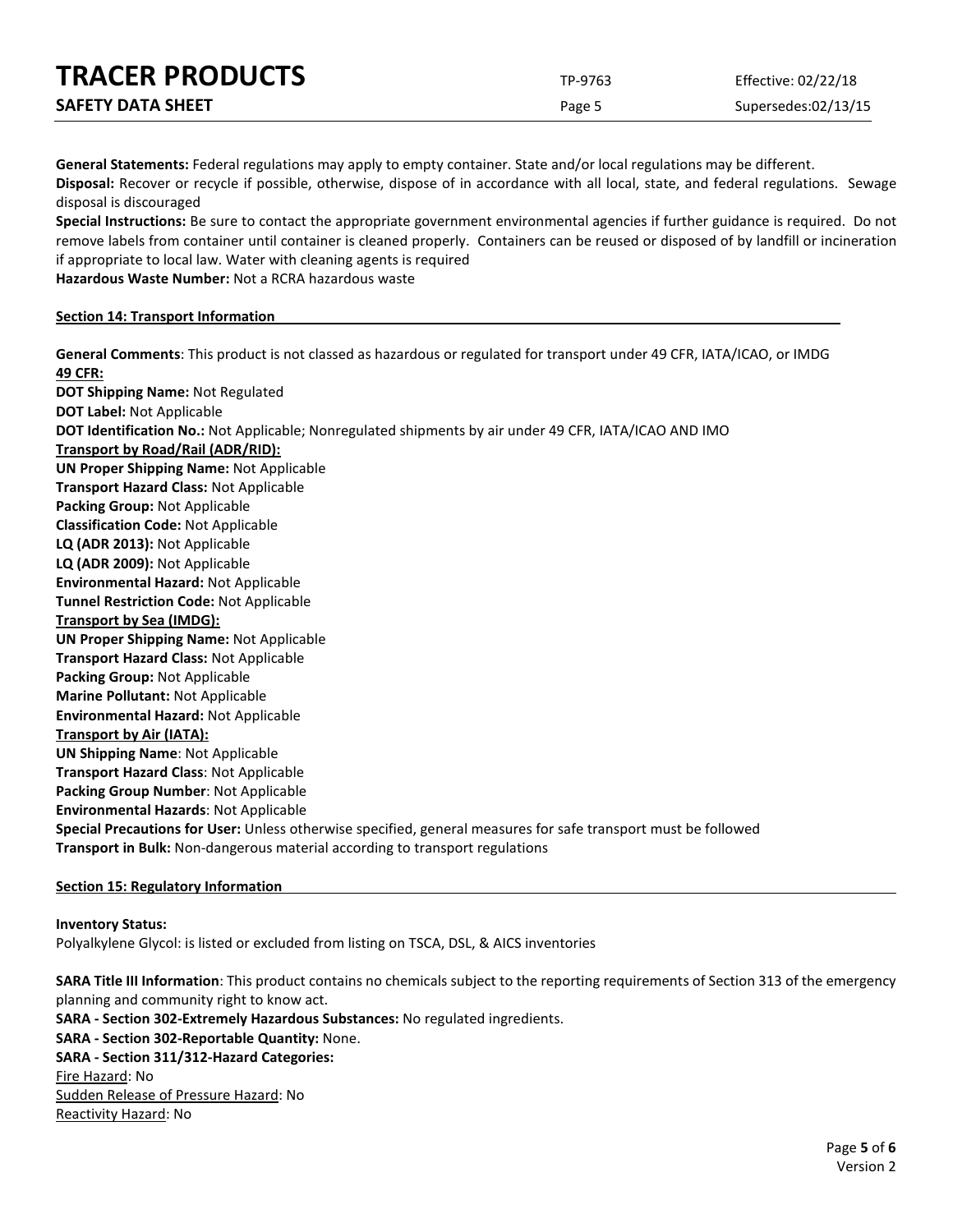**General Statements:** Federal regulations may apply to empty container. State and/or local regulations may be different.
**Disposal:** Recover or recycle if possible, otherwise, dispose of in accordance with all local, state, and federal regulations. Sewage disposal is discouraged
**Special Instructions:** Be sure to contact the appropriate government environmental agencies if further guidance is required. Do not remove labels from container until container is cleaned properly. Containers can be reused or disposed of by landfill or incineration if appropriate to local law. Water with cleaning agents is required
**Hazardous Waste Number:** Not a RCRA hazardous waste

## Section 14: Transport Information

**General Comments**: This product is not classed as hazardous or regulated for transport under 49 CFR, IATA/ICAO, or IMDG
**49 CFR:**
**DOT Shipping Name:** Not Regulated
**DOT Label:** Not Applicable
**DOT Identification No.:** Not Applicable; Nonregulated shipments by air under 49 CFR, IATA/ICAO AND IMO
**Transport by Road/Rail (ADR/RID):**
**UN Proper Shipping Name:** Not Applicable
**Transport Hazard Class:** Not Applicable
**Packing Group:** Not Applicable
**Classification Code:** Not Applicable
**LQ (ADR 2013):** Not Applicable
**LQ (ADR 2009):** Not Applicable
**Environmental Hazard:** Not Applicable
**Tunnel Restriction Code:** Not Applicable
**Transport by Sea (IMDG):**
**UN Proper Shipping Name:** Not Applicable
**Transport Hazard Class:** Not Applicable
**Packing Group:** Not Applicable
**Marine Pollutant:** Not Applicable
**Environmental Hazard:** Not Applicable
**Transport by Air (IATA):**
**UN Shipping Name**: Not Applicable
**Transport Hazard Class**: Not Applicable
**Packing Group Number**: Not Applicable
**Environmental Hazards**: Not Applicable
**Special Precautions for User:** Unless otherwise specified, general measures for safe transport must be followed
**Transport in Bulk:** Non-dangerous material according to transport regulations

## Section 15: Regulatory Information

**Inventory Status:**
Polyalkylene Glycol: is listed or excluded from listing on TSCA, DSL, & AICS inventories

**SARA Title III Information**: This product contains no chemicals subject to the reporting requirements of Section 313 of the emergency planning and community right to know act.
**SARA - Section 302-Extremely Hazardous Substances:** No regulated ingredients.
**SARA - Section 302-Reportable Quantity:** None.
**SARA - Section 311/312-Hazard Categories:**
Fire Hazard: No
Sudden Release of Pressure Hazard: No
Reactivity Hazard: No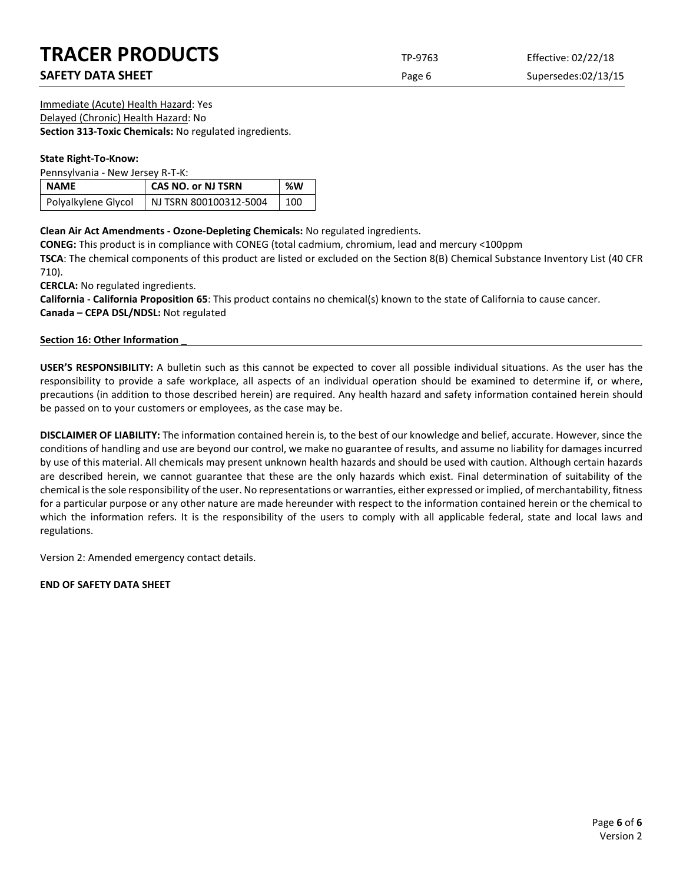Immediate (Acute) Health Hazard: Yes
Delayed (Chronic) Health Hazard: No
**Section 313-Toxic Chemicals:** No regulated ingredients.

**State Right-To-Know:**

Pennsylvania - New Jersey R-T-K:

| NAME | CAS NO. or NJ TSRN | %W |
|---|---|---|
| Polyalkylene Glycol | NJ TSRN 800100312-5004 | 100 |

**Clean Air Act Amendments - Ozone-Depleting Chemicals:** No regulated ingredients.
**CONEG:** This product is in compliance with CONEG (total cadmium, chromium, lead and mercury <100ppm
**TSCA**: The chemical components of this product are listed or excluded on the Section 8(B) Chemical Substance Inventory List (40 CFR 710).
**CERCLA:** No regulated ingredients.
**California - California Proposition 65**: This product contains no chemical(s) known to the state of California to cause cancer.
**Canada – CEPA DSL/NDSL:** Not regulated

## Section 16: Other Information

**USER'S RESPONSIBILITY:** A bulletin such as this cannot be expected to cover all possible individual situations. As the user has the responsibility to provide a safe workplace, all aspects of an individual operation should be examined to determine if, or where, precautions (in addition to those described herein) are required. Any health hazard and safety information contained herein should be passed on to your customers or employees, as the case may be.

**DISCLAIMER OF LIABILITY:** The information contained herein is, to the best of our knowledge and belief, accurate. However, since the conditions of handling and use are beyond our control, we make no guarantee of results, and assume no liability for damages incurred by use of this material. All chemicals may present unknown health hazards and should be used with caution. Although certain hazards are described herein, we cannot guarantee that these are the only hazards which exist. Final determination of suitability of the chemical is the sole responsibility of the user. No representations or warranties, either expressed or implied, of merchantability, fitness for a particular purpose or any other nature are made hereunder with respect to the information contained herein or the chemical to which the information refers. It is the responsibility of the users to comply with all applicable federal, state and local laws and regulations.

Version 2: Amended emergency contact details.

**END OF SAFETY DATA SHEET**